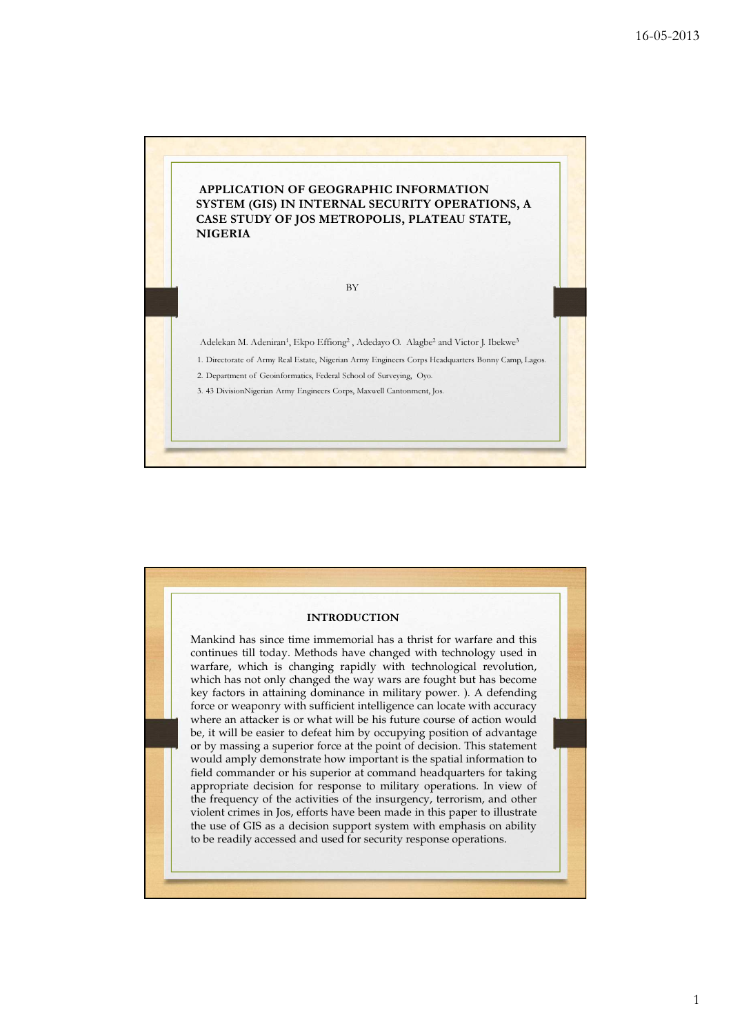# APPLICATION OF GEOGRAPHIC INFORMATION SYSTEM (GIS) IN INTERNAL SECURITY OPERATIONS, A CASE STUDY OF JOS METROPOLIS, PLATEAU STATE, NIGERIA

BY

Adelekan M. Adeniran[1], Ekpo Effiong[2] , Adedayo O. Alagbe[2] and Victor J. Ibekwe[3]

1. Directorate of Army Real Estate, Nigerian Army Engineers Corps Headquarters Bonny Camp, Lagos.
2. Department of Geoinformatics, Federal School of Surveying, Oyo.
3. 43 DivisionNigerian Army Engineers Corps, Maxwell Cantonment, Jos.

## INTRODUCTION

Mankind has since time immemorial has a thrist for warfare and this continues till today. Methods have changed with technology used in warfare, which is changing rapidly with technological revolution, which has not only changed the way wars are fought but has become key factors in attaining dominance in military power. ). A defending force or weaponry with sufficient intelligence can locate with accuracy where an attacker is or what will be his future course of action would be, it will be easier to defeat him by occupying position of advantage or by massing a superior force at the point of decision. This statement would amply demonstrate how important is the spatial information to field commander or his superior at command headquarters for taking appropriate decision for response to military operations. In view of the frequency of the activities of the insurgency, terrorism, and other violent crimes in Jos, efforts have been made in this paper to illustrate the use of GIS as a decision support system with emphasis on ability to be readily accessed and used for security response operations.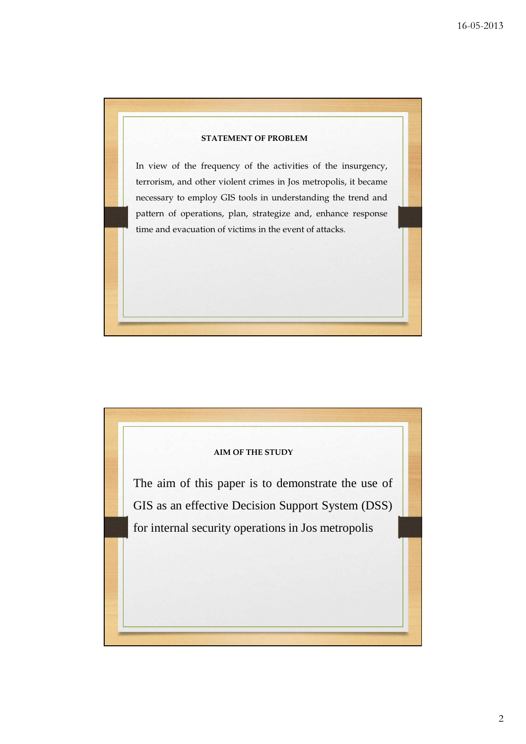## STATEMENT OF PROBLEM

In view of the frequency of the activities of the insurgency, terrorism, and other violent crimes in Jos metropolis, it became necessary to employ GIS tools in understanding the trend and pattern of operations, plan, strategize and, enhance response time and evacuation of victims in the event of attacks.

## AIM OF THE STUDY

The aim of this paper is to demonstrate the use of GIS as an effective Decision Support System (DSS) for internal security operations in Jos metropolis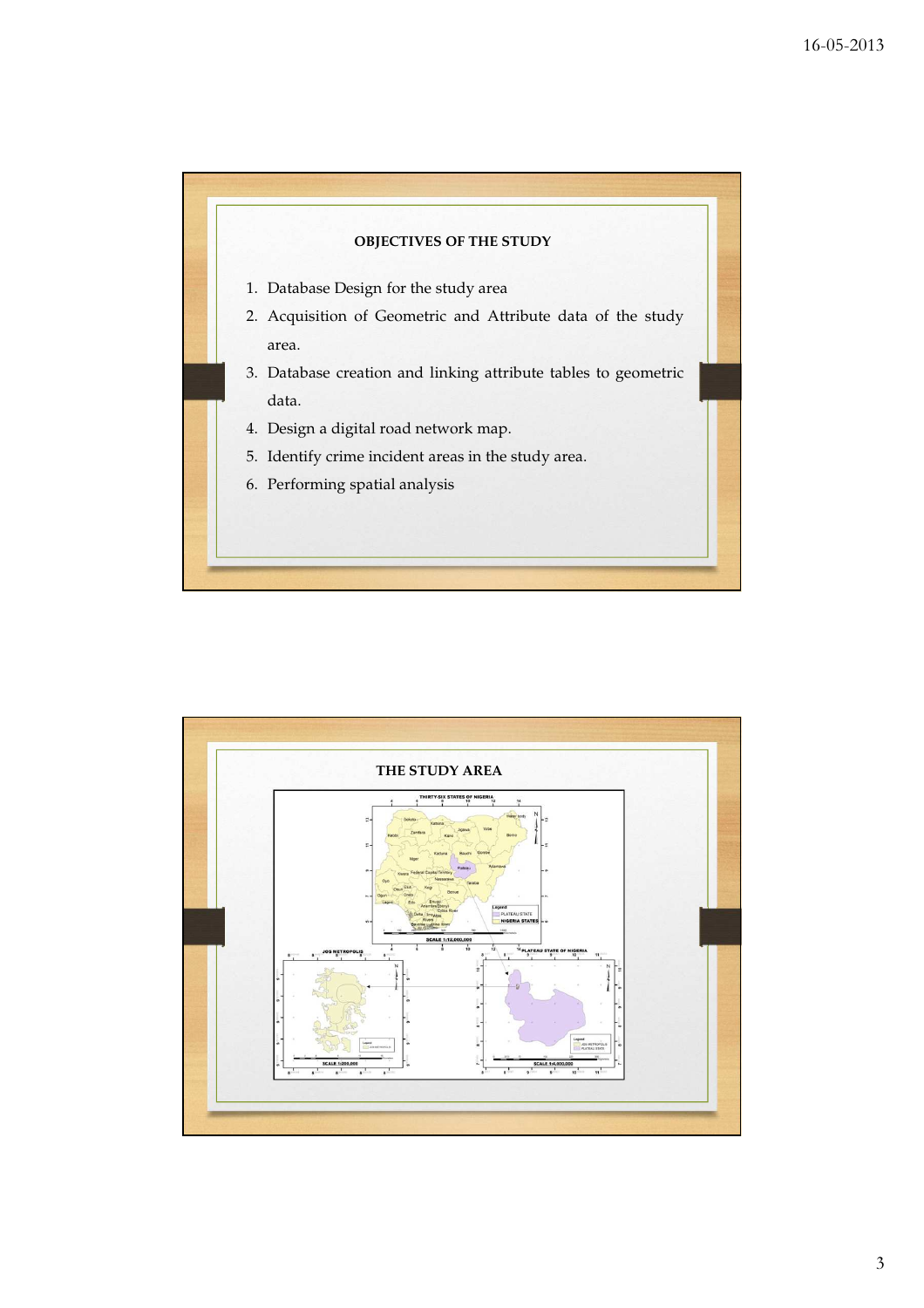## OBJECTIVES OF THE STUDY

1. Database Design for the study area
2. Acquisition of Geometric and Attribute data of the study area.
3. Database creation and linking attribute tables to geometric data.
4. Design a digital road network map.
5. Identify crime incident areas in the study area.
6. Performing spatial analysis

## THE STUDY AREA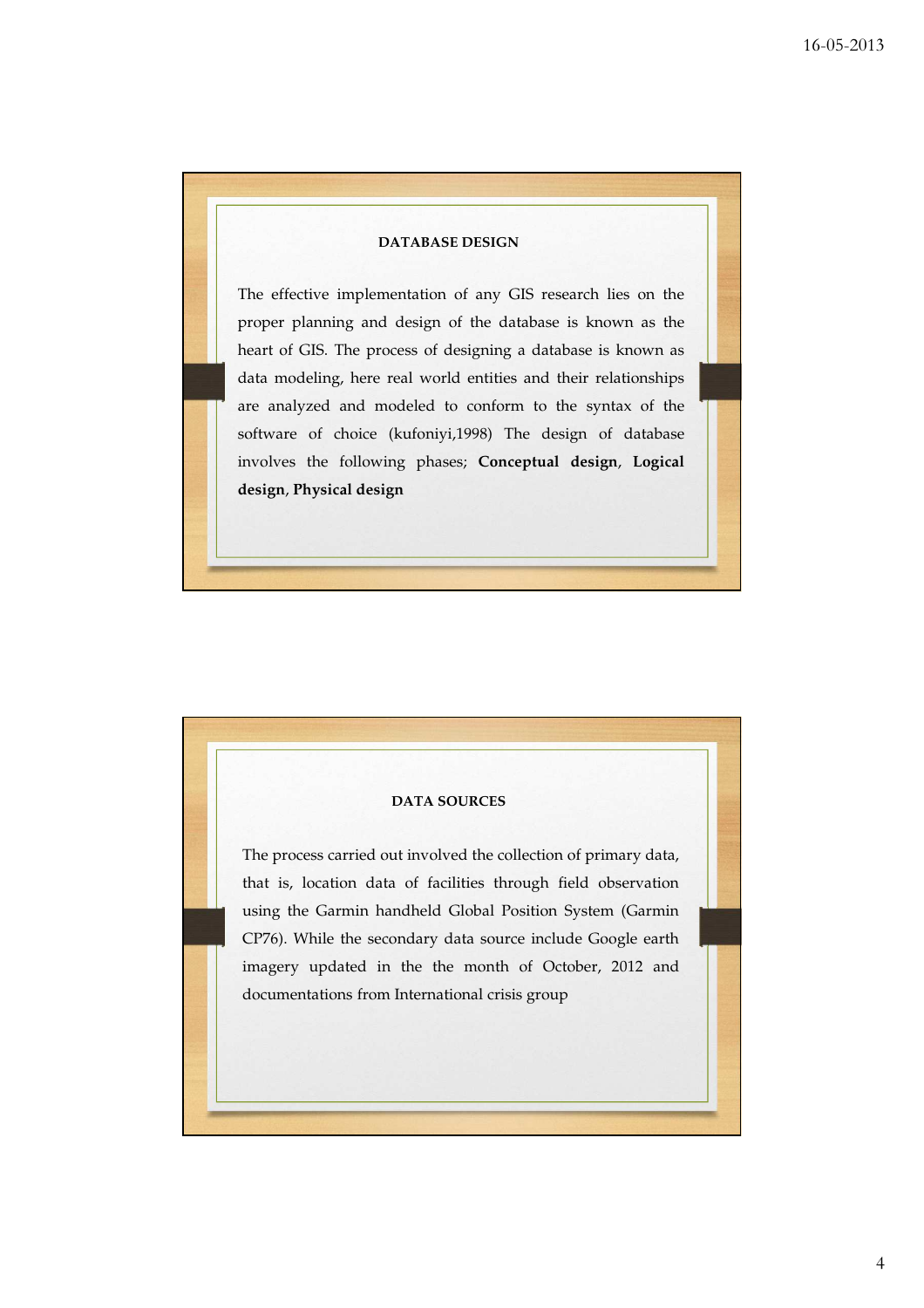## DATABASE DESIGN

The effective implementation of any GIS research lies on the proper planning and design of the database is known as the heart of GIS. The process of designing a database is known as data modeling, here real world entities and their relationships are analyzed and modeled to conform to the syntax of the software of choice (kufoniyi,1998) The design of database involves the following phases; **Conceptual design**, **Logical design**, **Physical design**

## DATA SOURCES

The process carried out involved the collection of primary data, that is, location data of facilities through field observation using the Garmin handheld Global Position System (Garmin CP76). While the secondary data source include Google earth imagery updated in the the month of October, 2012 and documentations from International crisis group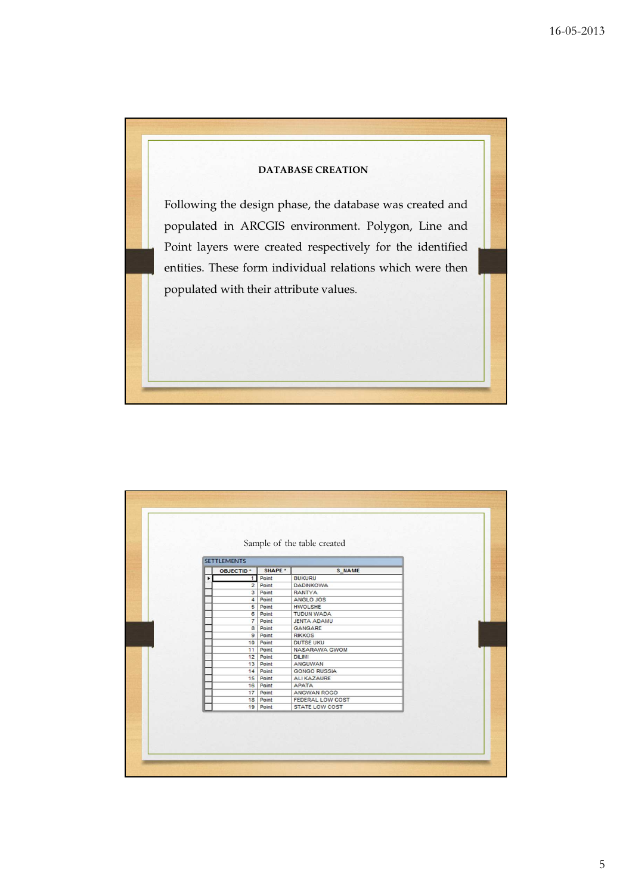## DATABASE CREATION

Following the design phase, the database was created and populated in ARCGIS environment. Polygon, Line and Point layers were created respectively for the identified entities. These form individual relations which were then populated with their attribute values.

Sample of the table created

SETTLEMENTS

| OBJECTID * | SHAPE * | S_NAME |
|---|---|---|
| 1 | Point | BUKURU |
| 2 | Point | DADINKOWA |
| 3 | Point | RANTYA |
| 4 | Point | ANGLO JOS |
| 5 | Point | HWOLSHE |
| 6 | Point | TUDUN WADA |
| 7 | Point | JENTA ADAMU |
| 8 | Point | GANGARE |
| 9 | Point | RIKKOS |
| 10 | Point | DUTSE UKU |
| 11 | Point | NASARAWA GWOM |
| 12 | Point | DILIMI |
| 13 | Point | ANGUWAN |
| 14 | Point | GONGO RUSSIA |
| 15 | Point | ALI KAZAURE |
| 16 | Point | APATA |
| 17 | Point | ANGWAN ROGO |
| 18 | Point | FEDERAL LOW COST |
| 19 | Point | STATE LOW COST |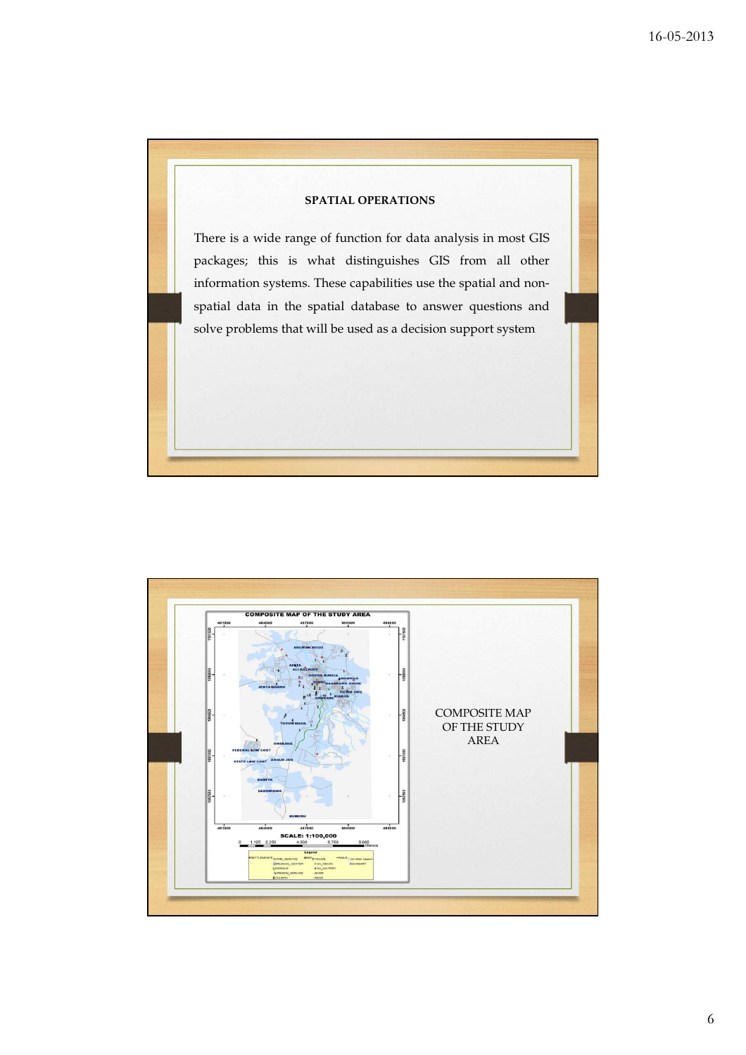## SPATIAL OPERATIONS

There is a wide range of function for data analysis in most GIS packages; this is what distinguishes GIS from all other information systems. These capabilities use the spatial and non-spatial data in the spatial database to answer questions and solve problems that will be used as a decision support system

COMPOSITE MAP OF THE STUDY AREA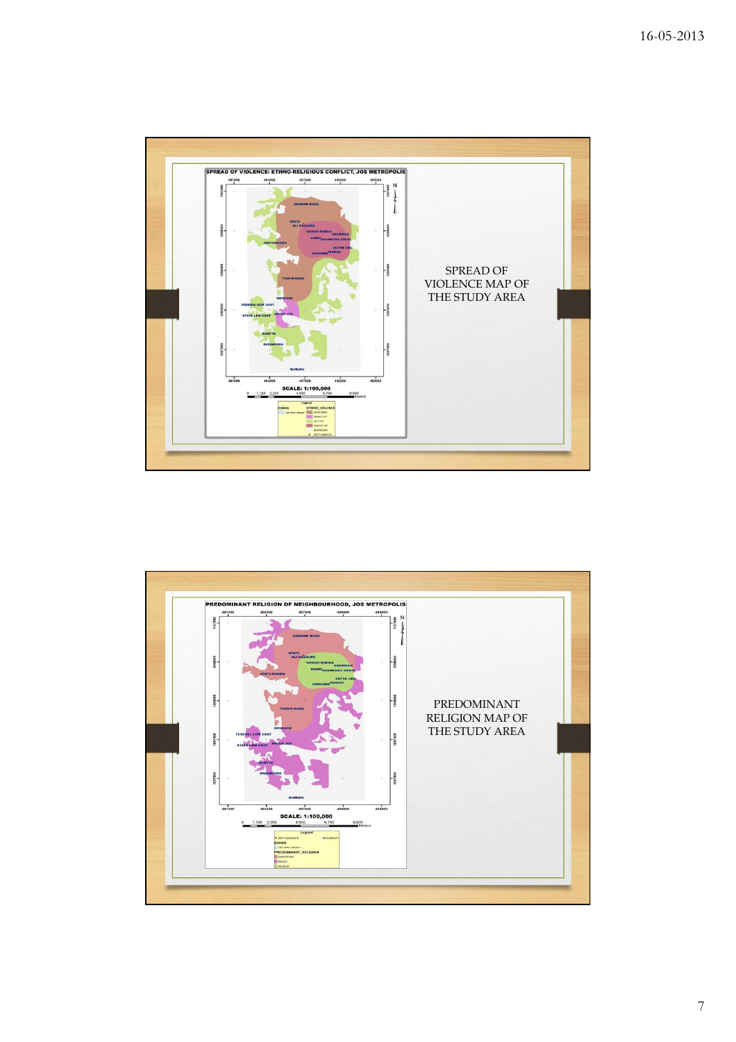SPREAD OF VIOLENCE MAP OF THE STUDY AREA

PREDOMINANT RELIGION MAP OF THE STUDY AREA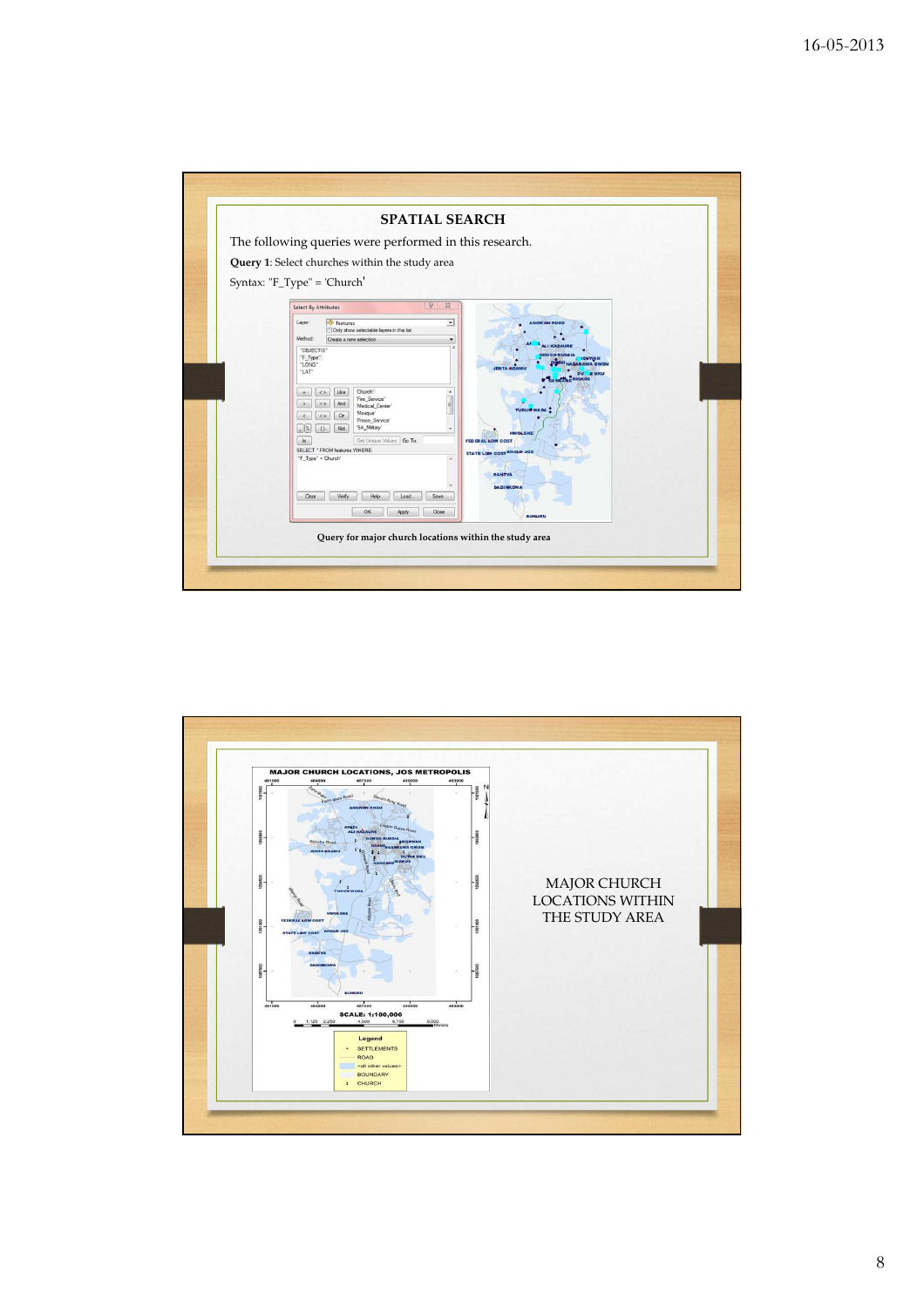## SPATIAL SEARCH

The following queries were performed in this research.

**Query 1**: Select churches within the study area

Syntax: "F_Type" = 'Church'

Query for major church locations within the study area

MAJOR CHURCH LOCATIONS WITHIN THE STUDY AREA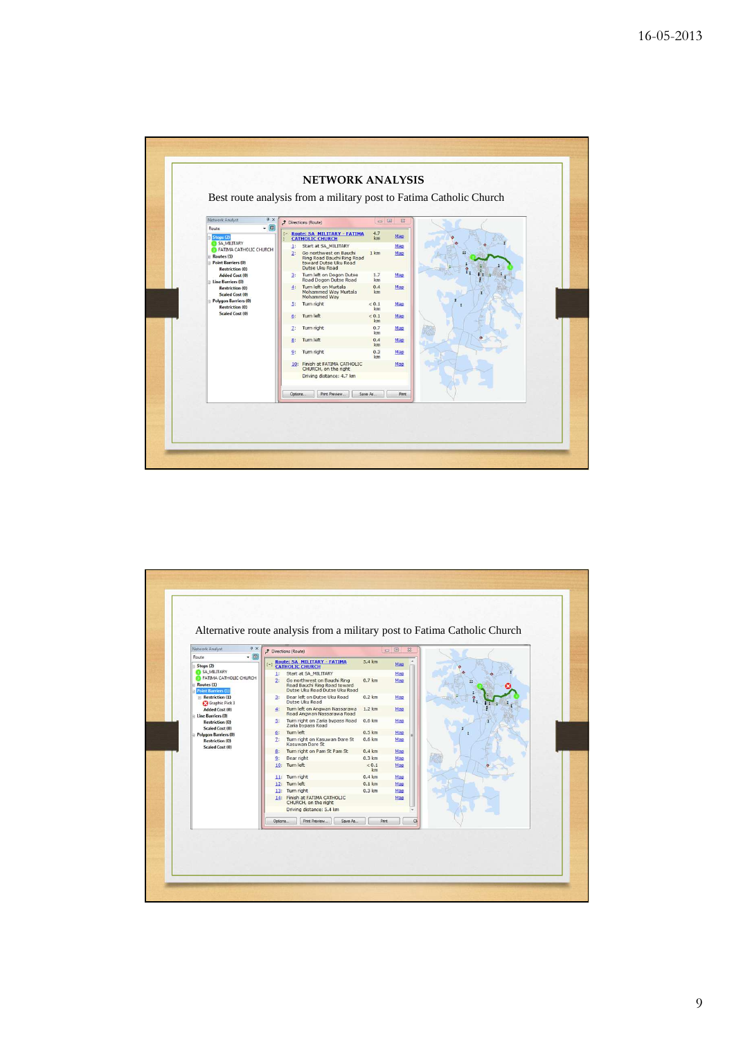# NETWORK ANALYSIS

Best route analysis from a military post to Fatima Catholic Church

| | Directions (Route) | | |
|---|---|---|---|
| | Route: SA_MILITARY - FATIMA CATHOLIC CHURCH | 4.7 km | Map |
| 1: | Start at SA_MILITARY | | Map |
| 2: | Go northwest on Bauchi Ring Road Bauchi Ring Road toward Dutse Uku Road Dutse Uku Road | 1 km | Map |
| 3: | Turn left on Dogon Dutse Road Dogon Dutse Road | 1.7 km | Map |
| 4: | Turn left on Murtala Mohammed Way Murtala Mohammed Way | 0.4 km | Map |
| 5: | Turn right | < 0.1 km | Map |
| 6: | Turn left | < 0.1 km | Map |
| 7: | Turn right | 0.7 km | Map |
| 8: | Turn left | 0.4 km | Map |
| 9: | Turn right | 0.3 km | Map |
| 10: | Finish at FATIMA CATHOLIC CHURCH, on the right | | Map |
| | Driving distance: 4.7 km | | |

Alternative route analysis from a military post to Fatima Catholic Church

| | Directions (Route) | | |
|---|---|---|---|
| | Route: SA_MILITARY - FATIMA CATHOLIC CHURCH | 5.4 km | Map |
| 1: | Start at SA_MILITARY | | Map |
| 2: | Go northwest on Bauchi Ring Road Bauchi Ring Road toward Dutse Uku Road Dutse Uku Road | 0.7 km | Map |
| 3: | Bear left on Dutse Uku Road Dutse Uku Road | 0.2 km | Map |
| 4: | Turn left on Angwan Nassarawa Road Angwan Nassarawa Road | 1.2 km | Map |
| 5: | Turn right on Zaria bypass Road Zaria bypass Road | 0.6 km | Map |
| 6: | Turn left | 0.5 km | Map |
| 7: | Turn right on Kasuwan Dore St Kasuwan Dore St | 0.6 km | Map |
| 8: | Turn right on Pam St Pam St | 0.4 km | Map |
| 9: | Bear right | 0.3 km | Map |
| 10: | Turn left | < 0.1 km | Map |
| 11: | Turn right | 0.4 km | Map |
| 12: | Turn left | 0.1 km | Map |
| 13: | Turn right | 0.3 km | Map |
| 14: | Finish at FATIMA CATHOLIC CHURCH, on the right | | Map |
| | Driving distance: 5.4 km | | |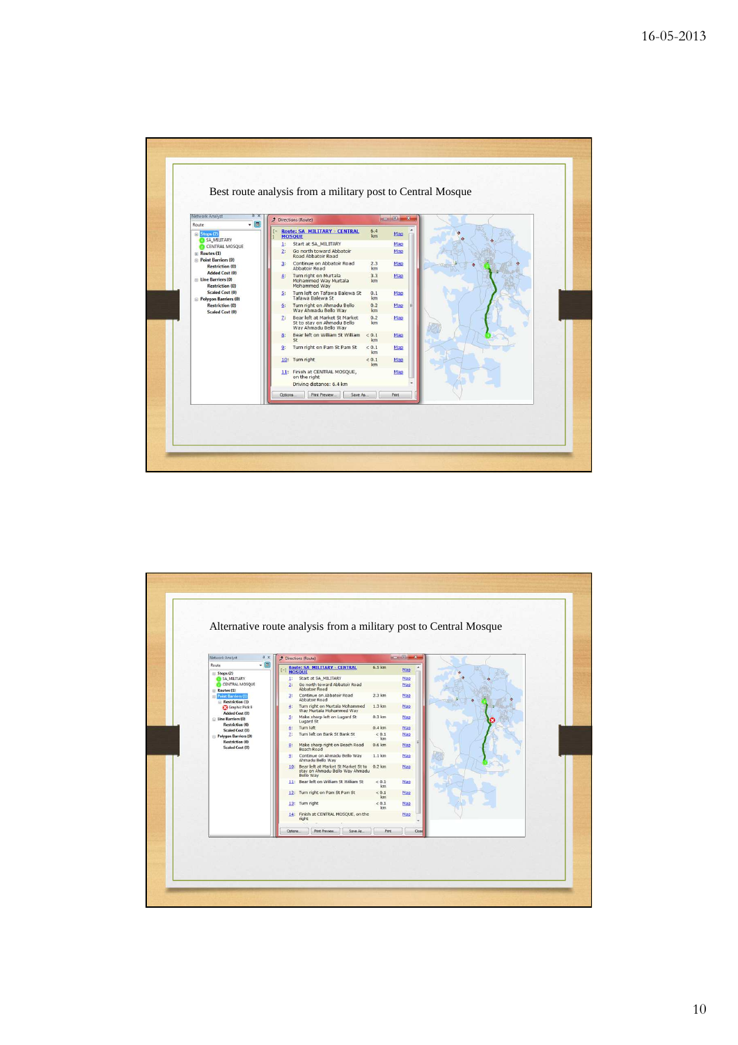Best route analysis from a military post to Central Mosque

Alternative route analysis from a military post to Central Mosque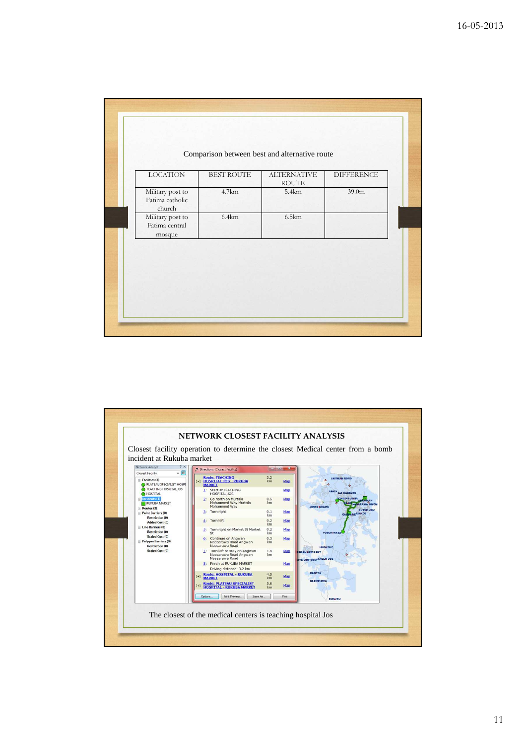Comparison between best and alternative route

| LOCATION | BEST ROUTE | ALTERNATIVE ROUTE | DIFFERENCE |
|---|---|---|---|
| Military post to Fatima catholic church | 4.7km | 5.4km | 39.0m |
| Military post to Fatima central mosque | 6.4km | 6.5km | |

## NETWORK CLOSEST FACILITY ANALYSIS

Closest facility operation to determine the closest Medical center from a bomb incident at Rukuba market

The closest of the medical centers is teaching hospital Jos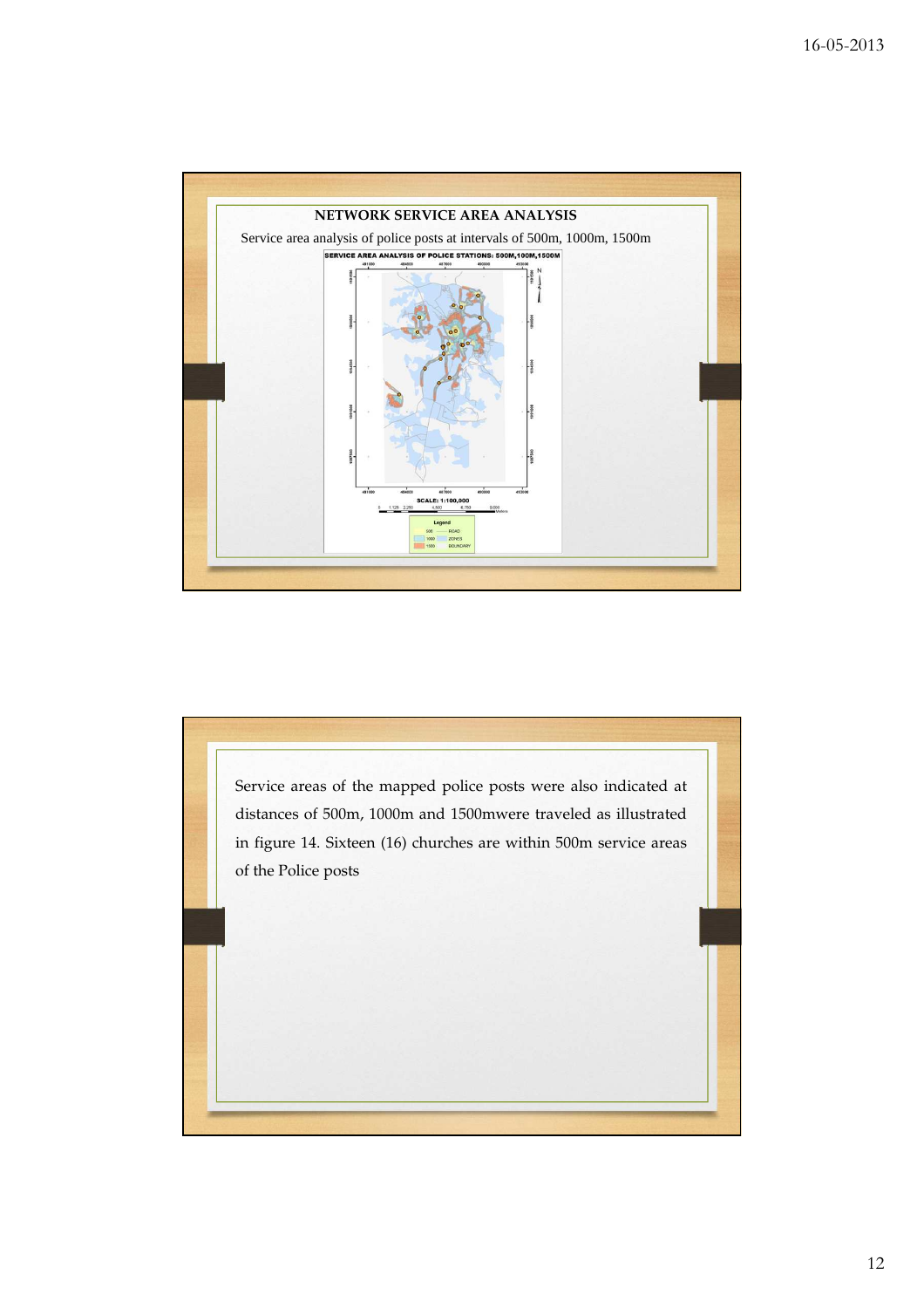## NETWORK SERVICE AREA ANALYSIS

Service area analysis of police posts at intervals of 500m, 1000m, 1500m

Service areas of the mapped police posts were also indicated at distances of 500m, 1000m and 1500mwere traveled as illustrated in figure 14. Sixteen (16) churches are within 500m service areas of the Police posts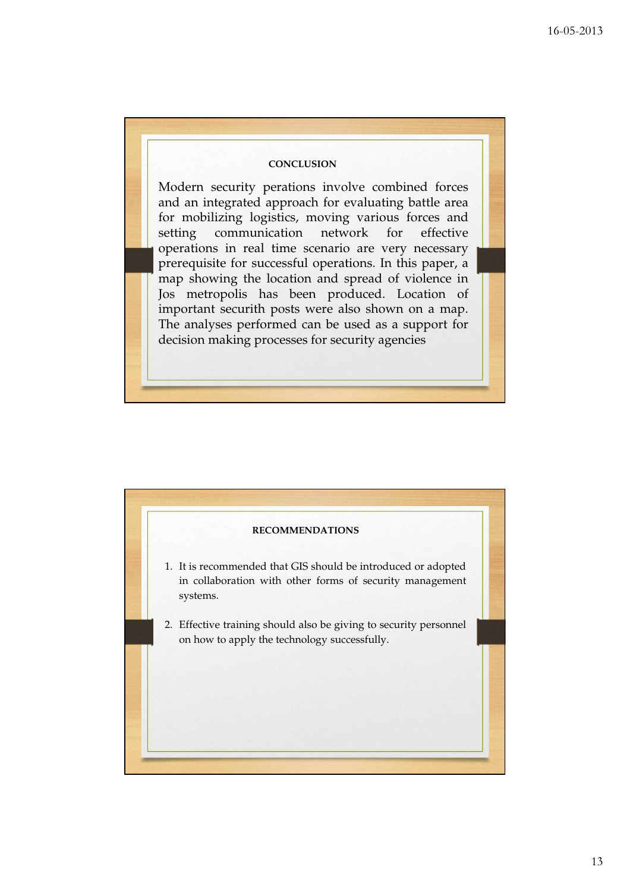## CONCLUSION

Modern security perations involve combined forces and an integrated approach for evaluating battle area for mobilizing logistics, moving various forces and setting communication network for effective operations in real time scenario are very necessary prerequisite for successful operations. In this paper, a map showing the location and spread of violence in Jos metropolis has been produced. Location of important securith posts were also shown on a map. The analyses performed can be used as a support for decision making processes for security agencies

## RECOMMENDATIONS

1. It is recommended that GIS should be introduced or adopted in collaboration with other forms of security management systems.

2. Effective training should also be giving to security personnel on how to apply the technology successfully.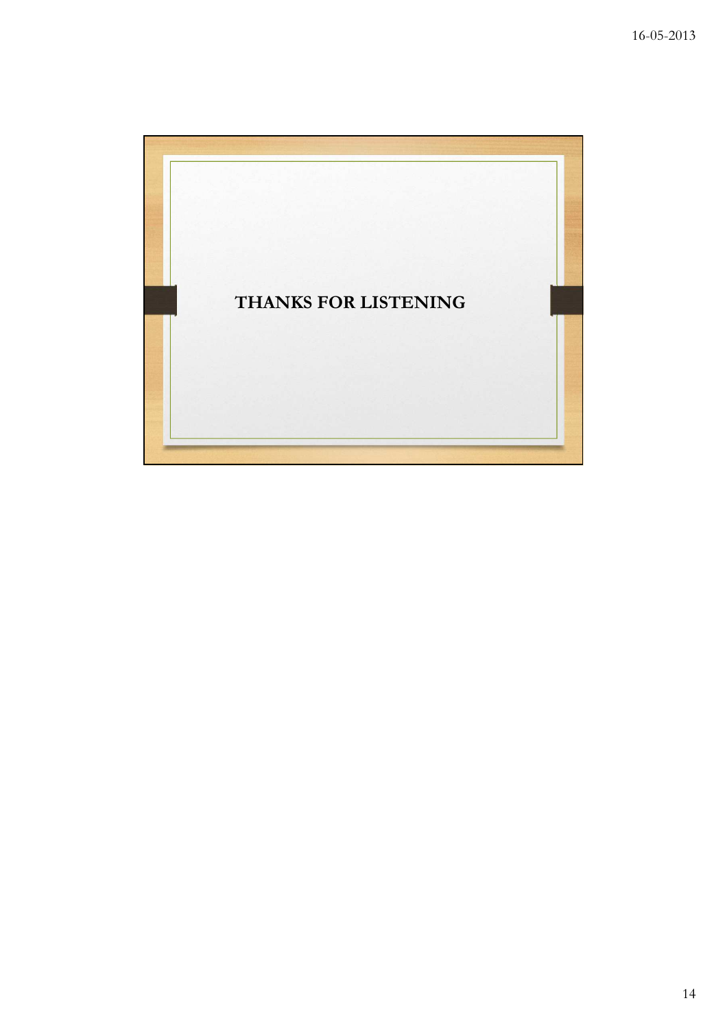**THANKS FOR LISTENING**